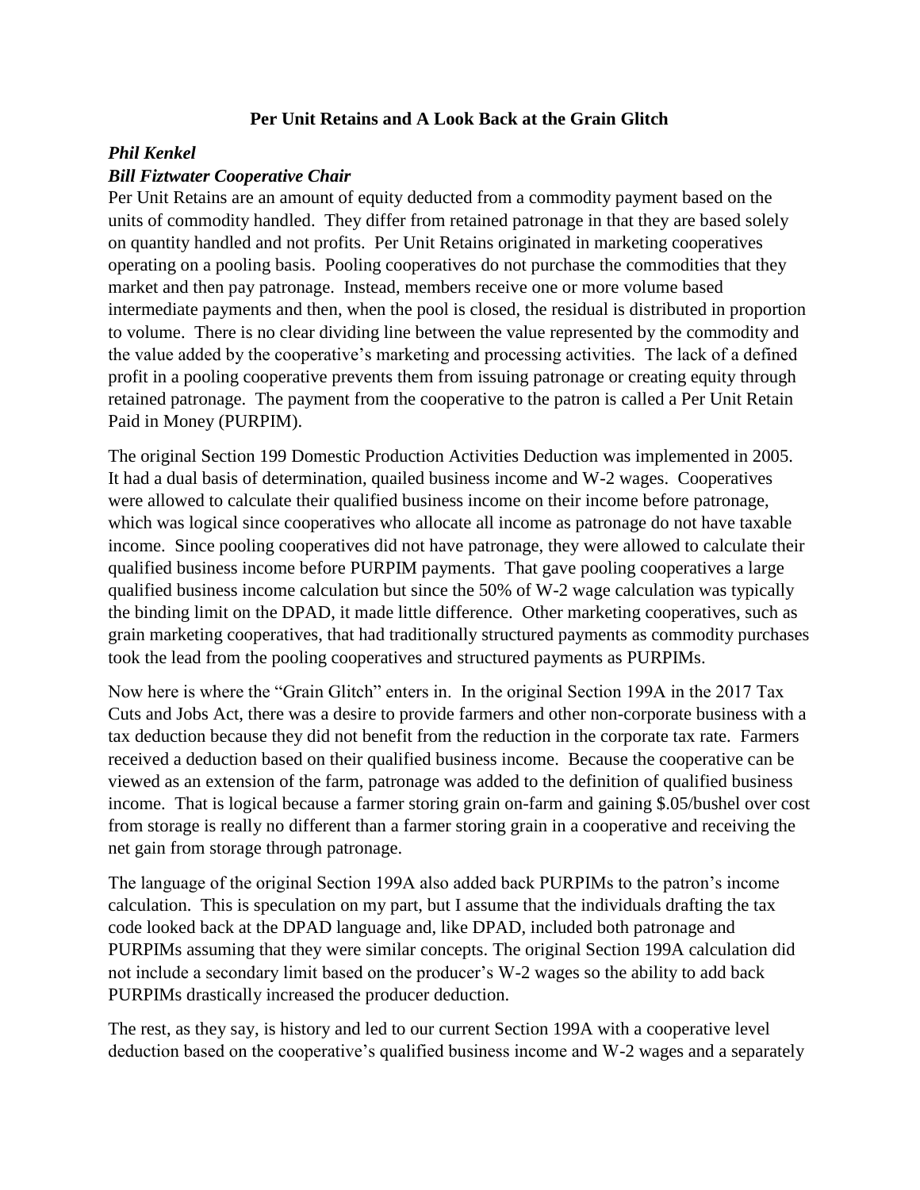# Per Unit Retains and A Look Back at the Grain Glitch

***Phil Kenkel***
***Bill Fiztwater Cooperative Chair***

Per Unit Retains are an amount of equity deducted from a commodity payment based on the units of commodity handled. They differ from retained patronage in that they are based solely on quantity handled and not profits. Per Unit Retains originated in marketing cooperatives operating on a pooling basis. Pooling cooperatives do not purchase the commodities that they market and then pay patronage. Instead, members receive one or more volume based intermediate payments and then, when the pool is closed, the residual is distributed in proportion to volume. There is no clear dividing line between the value represented by the commodity and the value added by the cooperative's marketing and processing activities. The lack of a defined profit in a pooling cooperative prevents them from issuing patronage or creating equity through retained patronage. The payment from the cooperative to the patron is called a Per Unit Retain Paid in Money (PURPIM).

The original Section 199 Domestic Production Activities Deduction was implemented in 2005. It had a dual basis of determination, quailed business income and W-2 wages. Cooperatives were allowed to calculate their qualified business income on their income before patronage, which was logical since cooperatives who allocate all income as patronage do not have taxable income. Since pooling cooperatives did not have patronage, they were allowed to calculate their qualified business income before PURPIM payments. That gave pooling cooperatives a large qualified business income calculation but since the 50% of W-2 wage calculation was typically the binding limit on the DPAD, it made little difference. Other marketing cooperatives, such as grain marketing cooperatives, that had traditionally structured payments as commodity purchases took the lead from the pooling cooperatives and structured payments as PURPIMs.

Now here is where the "Grain Glitch" enters in. In the original Section 199A in the 2017 Tax Cuts and Jobs Act, there was a desire to provide farmers and other non-corporate business with a tax deduction because they did not benefit from the reduction in the corporate tax rate. Farmers received a deduction based on their qualified business income. Because the cooperative can be viewed as an extension of the farm, patronage was added to the definition of qualified business income. That is logical because a farmer storing grain on-farm and gaining $.05/bushel over cost from storage is really no different than a farmer storing grain in a cooperative and receiving the net gain from storage through patronage.

The language of the original Section 199A also added back PURPIMs to the patron's income calculation. This is speculation on my part, but I assume that the individuals drafting the tax code looked back at the DPAD language and, like DPAD, included both patronage and PURPIMs assuming that they were similar concepts. The original Section 199A calculation did not include a secondary limit based on the producer's W-2 wages so the ability to add back PURPIMs drastically increased the producer deduction.

The rest, as they say, is history and led to our current Section 199A with a cooperative level deduction based on the cooperative's qualified business income and W-2 wages and a separately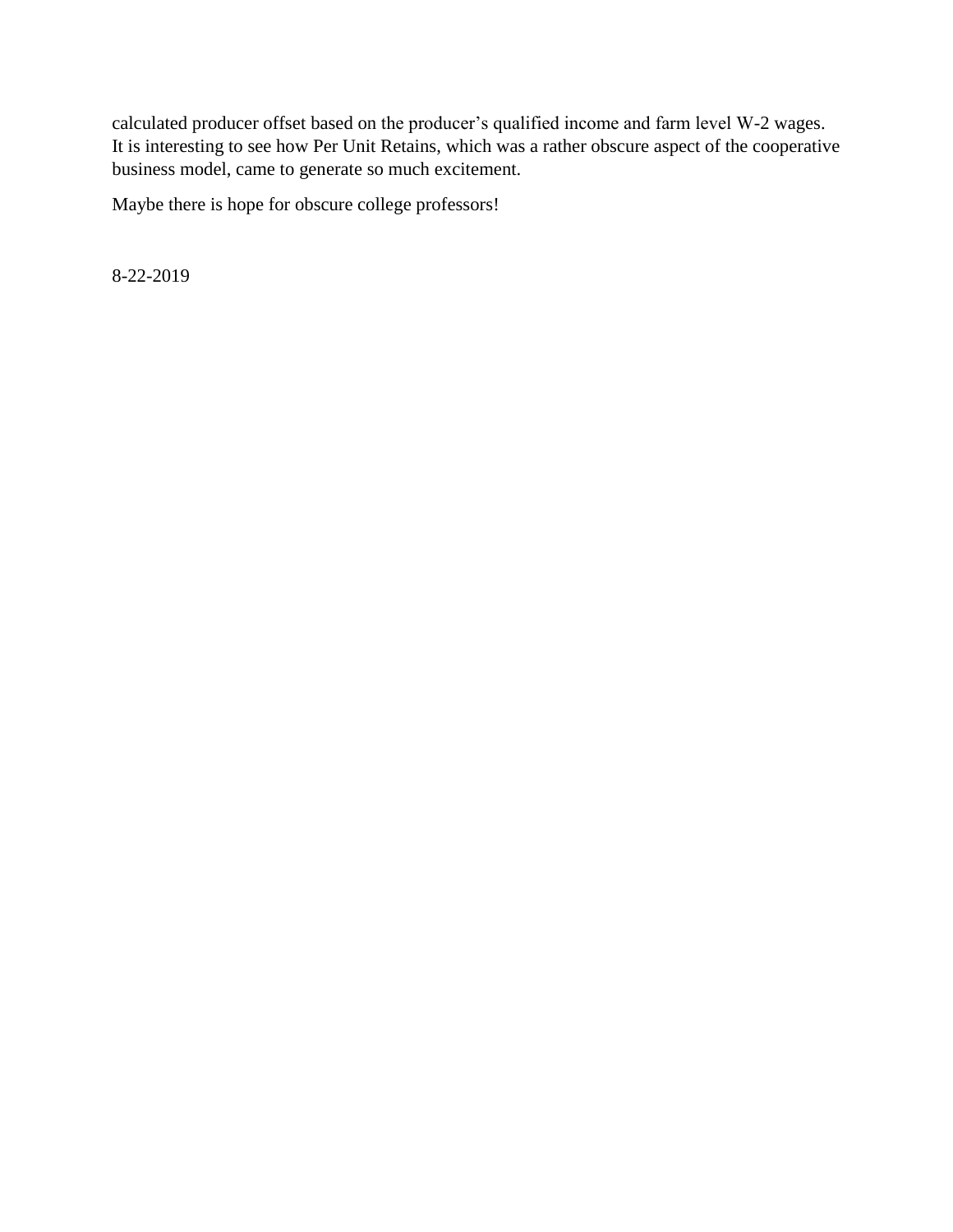calculated producer offset based on the producer's qualified income and farm level W-2 wages. It is interesting to see how Per Unit Retains, which was a rather obscure aspect of the cooperative business model, came to generate so much excitement.

Maybe there is hope for obscure college professors!

8-22-2019